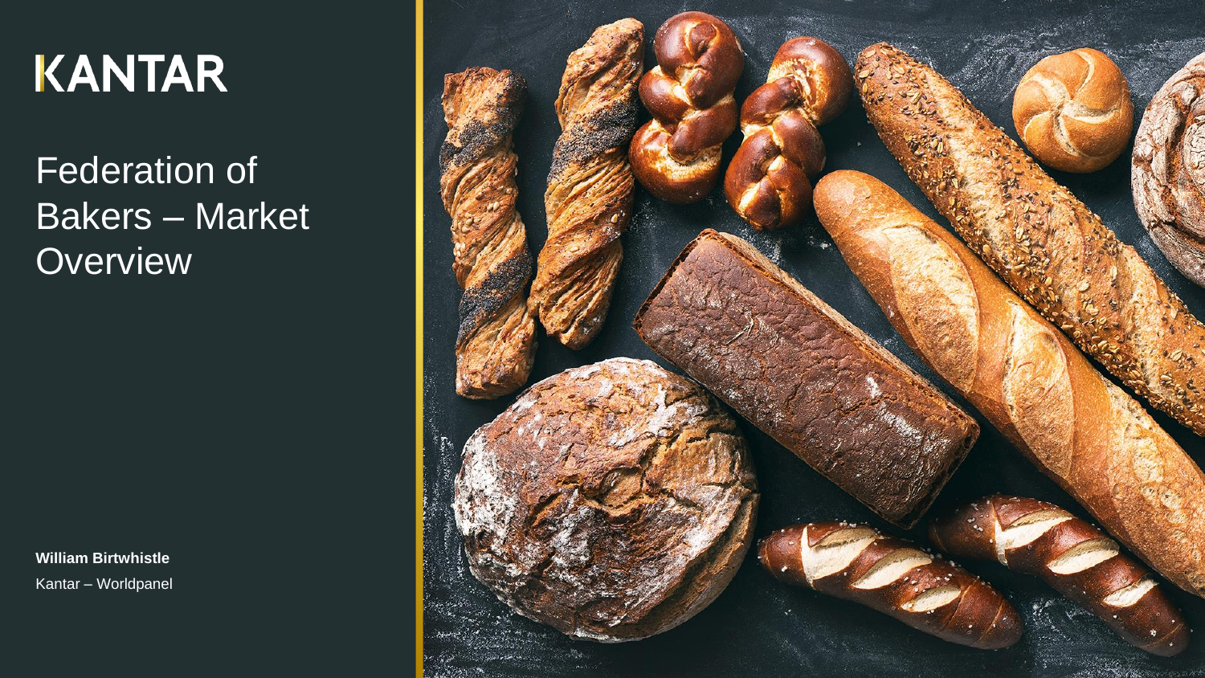KANTAR

# Federation of Bakers – Market Overview

**William Birtwhistle**

Kantar – Worldpanel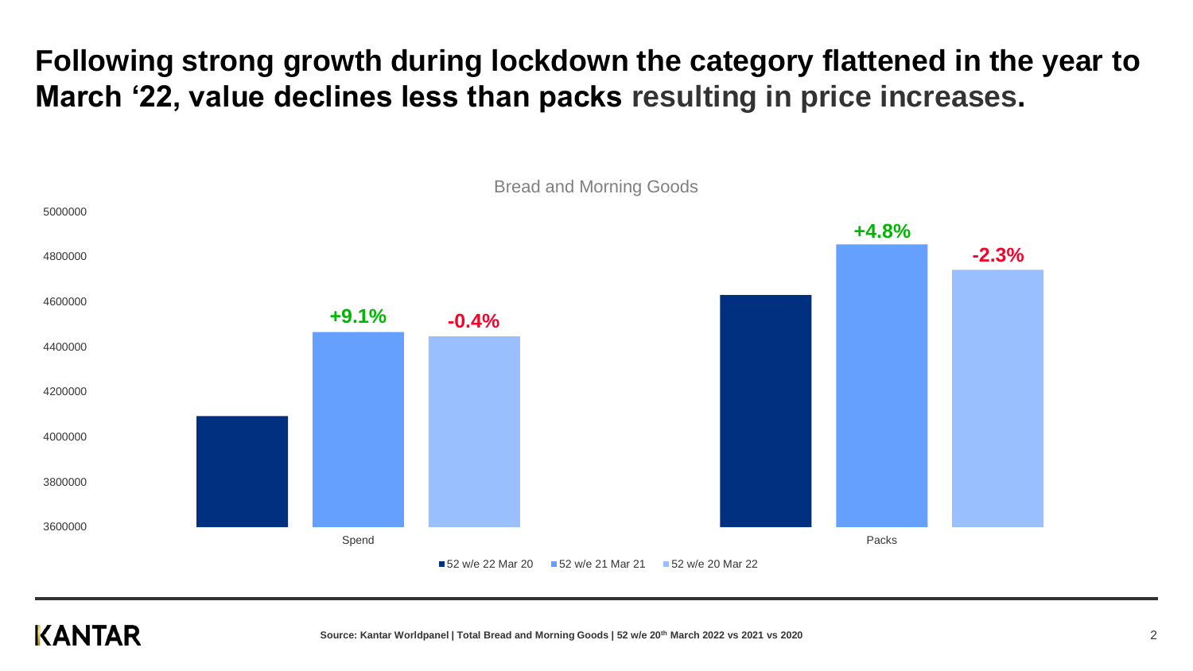# Following strong growth during lockdown the category flattened in the year to March '22, value declines less than packs resulting in price increases.

Bread and Morning Goods

| | 52 w/e 22 Mar 20 | 52 w/e 21 Mar 21 | 52 w/e 20 Mar 22 |
|---|---|---|---|
| Spend | | +9.1% | -0.4% |
| Packs | | +4.8% | -2.3% |

Source: Kantar Worldpanel | Total Bread and Morning Goods | 52 w/e 20th March 2022 vs 2021 vs 2020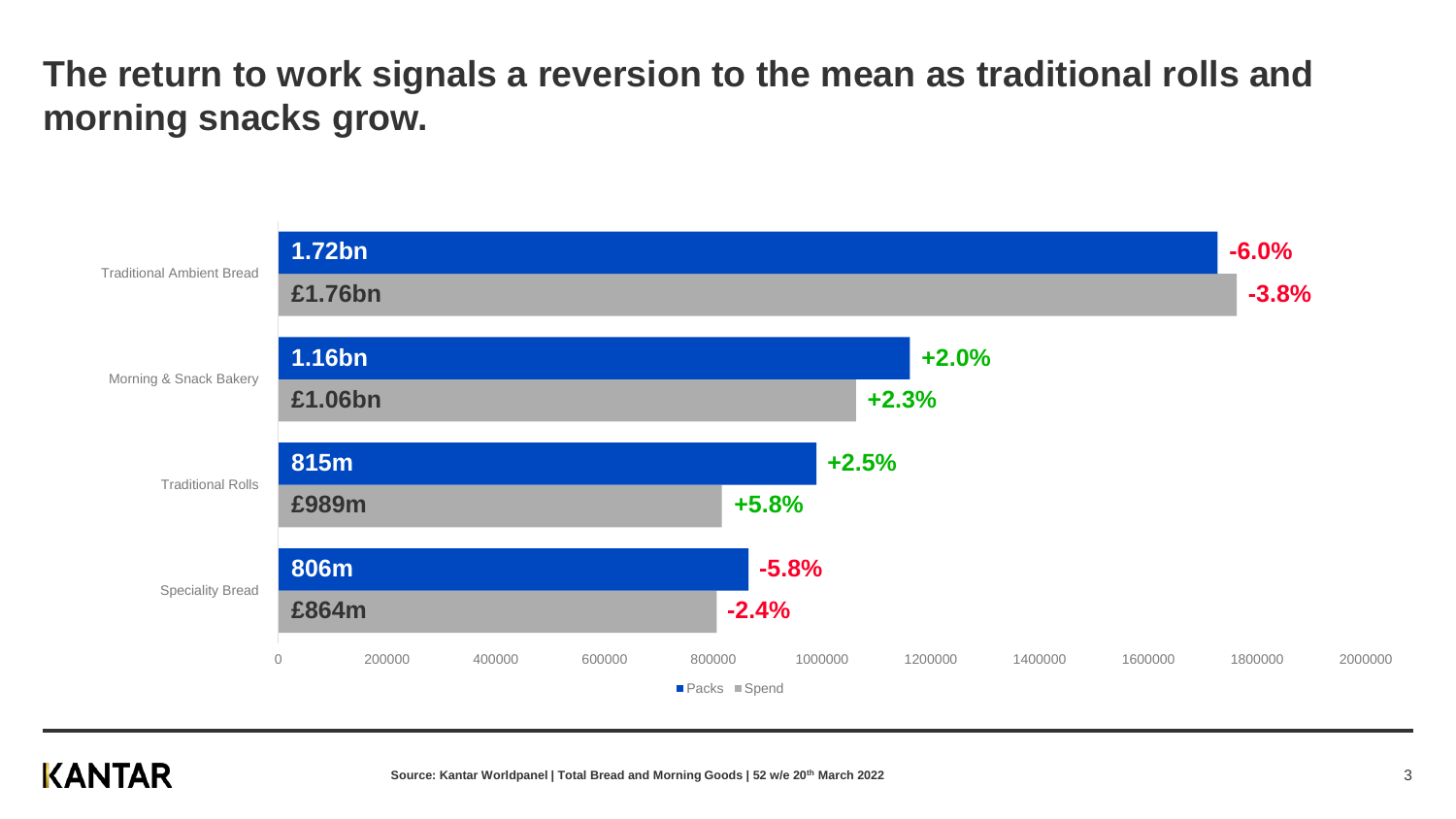# The return to work signals a reversion to the mean as traditional rolls and morning snacks grow.

| Category | Packs | Packs change | Spend | Spend change |
|---|---|---|---|---|
| Traditional Ambient Bread | 1.72bn | -6.0% | £1.76bn | -3.8% |
| Morning & Snack Bakery | 1.16bn | +2.0% | £1.06bn | +2.3% |
| Traditional Rolls | 815m | +2.5% | £989m | +5.8% |
| Speciality Bread | 806m | -5.8% | £864m | -2.4% |

Source: Kantar Worldpanel | Total Bread and Morning Goods | 52 w/e 20th March 2022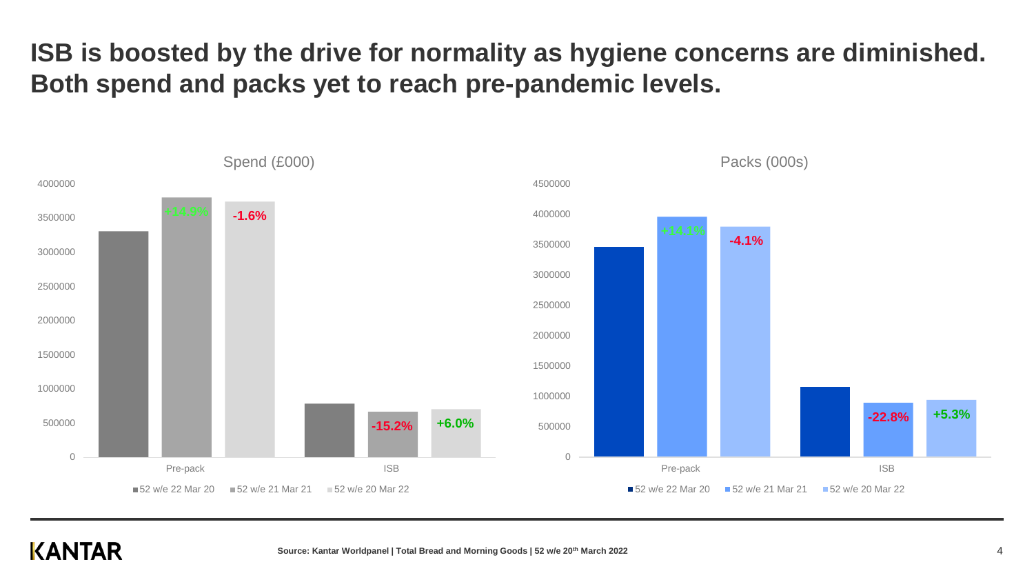# ISB is boosted by the drive for normality as hygiene concerns are diminished. Both spend and packs yet to reach pre-pandemic levels.

**Spend (£000)**

| | 52 w/e 22 Mar 20 | 52 w/e 21 Mar 21 | 52 w/e 20 Mar 22 |
|---|---|---|---|
| Pre-pack | | +14.9% | -1.6% |
| ISB | | -15.2% | +6.0% |

**Packs (000s)**

| | 52 w/e 22 Mar 20 | 52 w/e 21 Mar 21 | 52 w/e 20 Mar 22 |
|---|---|---|---|
| Pre-pack | | +14.1% | -4.1% |
| ISB | | -22.8% | +5.3% |

Source: Kantar Worldpanel | Total Bread and Morning Goods | 52 w/e 20th March 2022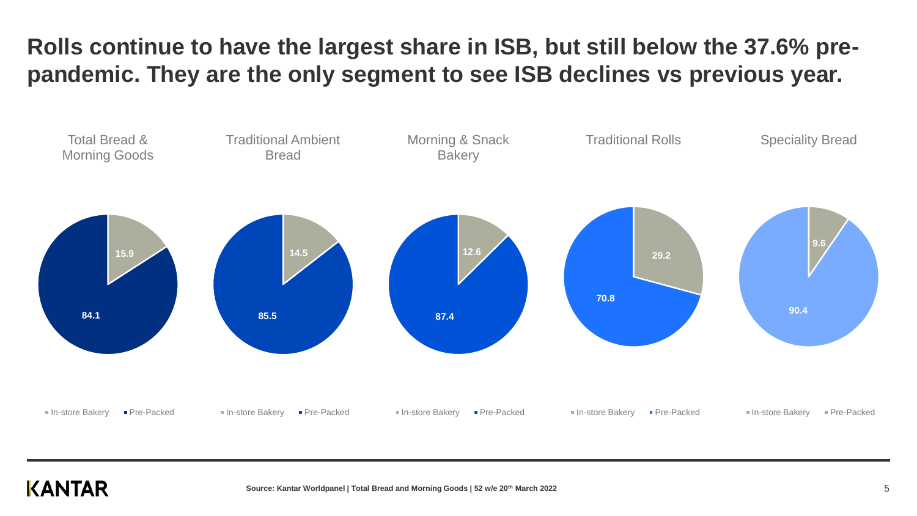# Rolls continue to have the largest share in ISB, but still below the 37.6% pre-pandemic. They are the only segment to see ISB declines vs previous year.

| | In-store Bakery | Pre-Packed |
|---|---|---|
| Total Bread & Morning Goods | 15.9 | 84.1 |
| Traditional Ambient Bread | 14.5 | 85.5 |
| Morning & Snack Bakery | 12.6 | 87.4 |
| Traditional Rolls | 29.2 | 70.8 |
| Speciality Bread | 9.6 | 90.4 |

Source: Kantar Worldpanel | Total Bread and Morning Goods | 52 w/e 20th March 2022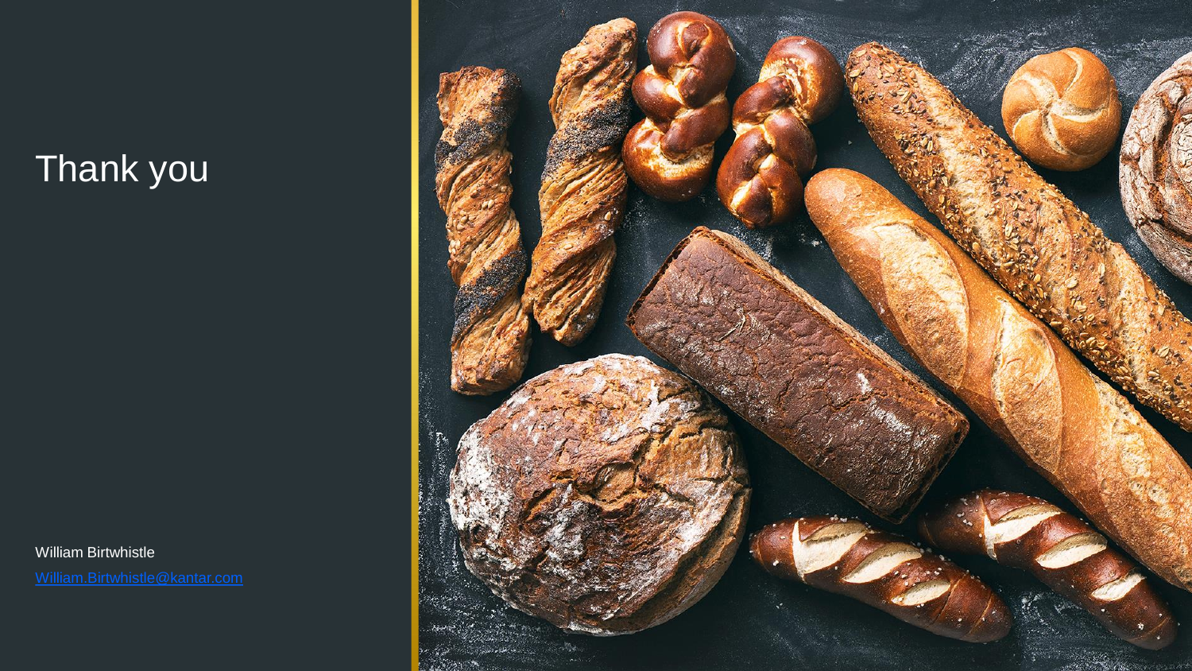# Thank you

William Birtwhistle

William.Birtwhistle@kantar.com